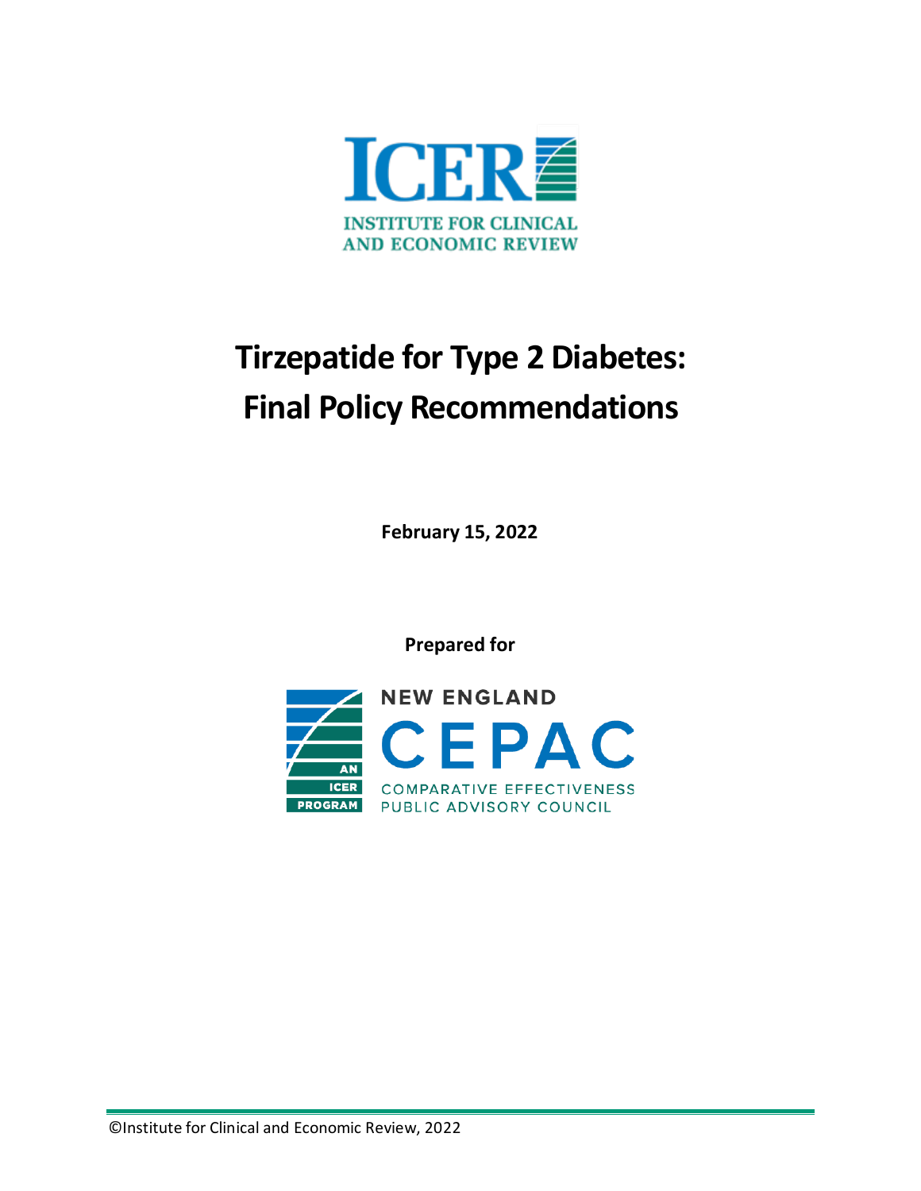ICER

INSTITUTE FOR CLINICAL AND ECONOMIC REVIEW

# Tirzepatide for Type 2 Diabetes: Final Policy Recommendations

**February 15, 2022**

**Prepared for**

NEW ENGLAND CEPAC

COMPARATIVE EFFECTIVENESS PUBLIC ADVISORY COUNCIL

AN ICER PROGRAM

©Institute for Clinical and Economic Review, 2022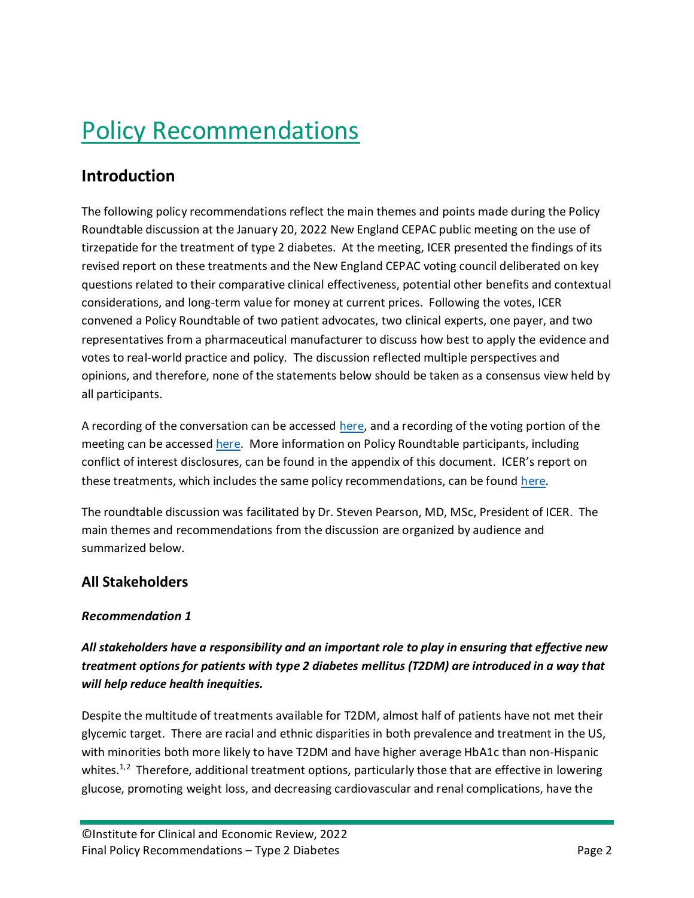# Policy Recommendations

## Introduction

The following policy recommendations reflect the main themes and points made during the Policy Roundtable discussion at the January 20, 2022 New England CEPAC public meeting on the use of tirzepatide for the treatment of type 2 diabetes. At the meeting, ICER presented the findings of its revised report on these treatments and the New England CEPAC voting council deliberated on key questions related to their comparative clinical effectiveness, potential other benefits and contextual considerations, and long-term value for money at current prices. Following the votes, ICER convened a Policy Roundtable of two patient advocates, two clinical experts, one payer, and two representatives from a pharmaceutical manufacturer to discuss how best to apply the evidence and votes to real-world practice and policy. The discussion reflected multiple perspectives and opinions, and therefore, none of the statements below should be taken as a consensus view held by all participants.

A recording of the conversation can be accessed here, and a recording of the voting portion of the meeting can be accessed here. More information on Policy Roundtable participants, including conflict of interest disclosures, can be found in the appendix of this document. ICER's report on these treatments, which includes the same policy recommendations, can be found here.

The roundtable discussion was facilitated by Dr. Steven Pearson, MD, MSc, President of ICER. The main themes and recommendations from the discussion are organized by audience and summarized below.

## All Stakeholders

### *Recommendation 1*

***All stakeholders have a responsibility and an important role to play in ensuring that effective new treatment options for patients with type 2 diabetes mellitus (T2DM) are introduced in a way that will help reduce health inequities.***

Despite the multitude of treatments available for T2DM, almost half of patients have not met their glycemic target. There are racial and ethnic disparities in both prevalence and treatment in the US, with minorities both more likely to have T2DM and have higher average HbA1c than non-Hispanic whites.[1,2] Therefore, additional treatment options, particularly those that are effective in lowering glucose, promoting weight loss, and decreasing cardiovascular and renal complications, have the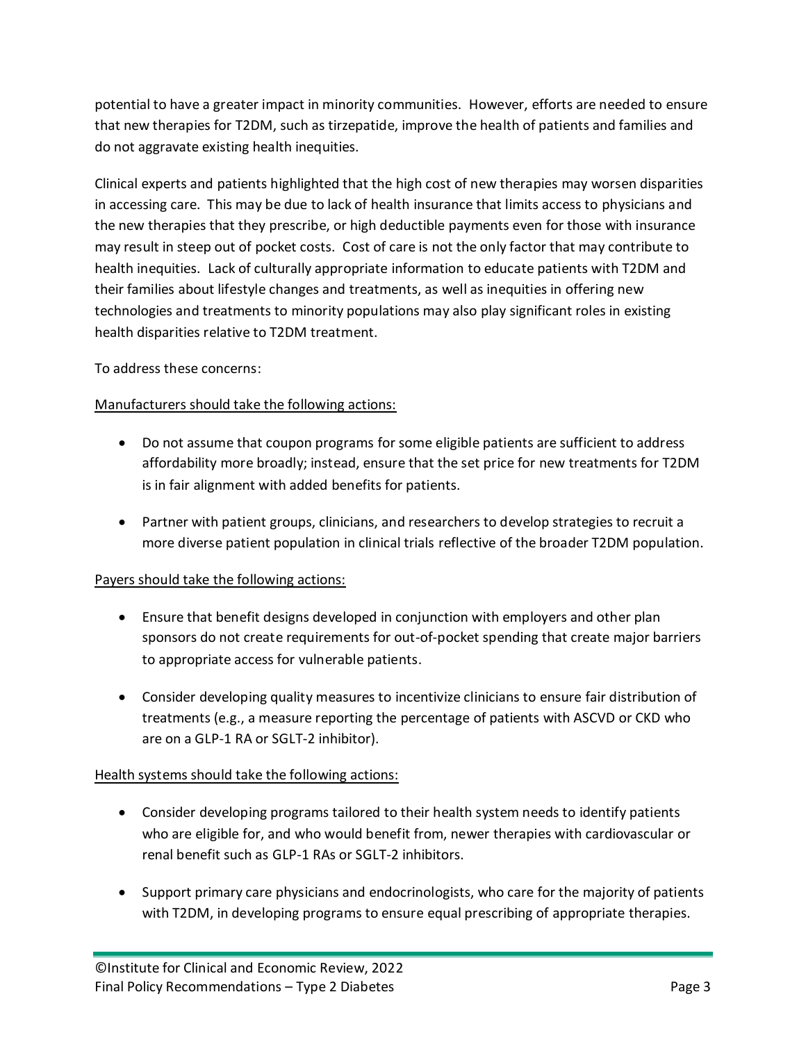potential to have a greater impact in minority communities. However, efforts are needed to ensure that new therapies for T2DM, such as tirzepatide, improve the health of patients and families and do not aggravate existing health inequities.

Clinical experts and patients highlighted that the high cost of new therapies may worsen disparities in accessing care. This may be due to lack of health insurance that limits access to physicians and the new therapies that they prescribe, or high deductible payments even for those with insurance may result in steep out of pocket costs. Cost of care is not the only factor that may contribute to health inequities. Lack of culturally appropriate information to educate patients with T2DM and their families about lifestyle changes and treatments, as well as inequities in offering new technologies and treatments to minority populations may also play significant roles in existing health disparities relative to T2DM treatment.

To address these concerns:

<u>Manufacturers should take the following actions:</u>

- Do not assume that coupon programs for some eligible patients are sufficient to address affordability more broadly; instead, ensure that the set price for new treatments for T2DM is in fair alignment with added benefits for patients.
- Partner with patient groups, clinicians, and researchers to develop strategies to recruit a more diverse patient population in clinical trials reflective of the broader T2DM population.

<u>Payers should take the following actions:</u>

- Ensure that benefit designs developed in conjunction with employers and other plan sponsors do not create requirements for out-of-pocket spending that create major barriers to appropriate access for vulnerable patients.
- Consider developing quality measures to incentivize clinicians to ensure fair distribution of treatments (e.g., a measure reporting the percentage of patients with ASCVD or CKD who are on a GLP-1 RA or SGLT-2 inhibitor).

<u>Health systems should take the following actions:</u>

- Consider developing programs tailored to their health system needs to identify patients who are eligible for, and who would benefit from, newer therapies with cardiovascular or renal benefit such as GLP-1 RAs or SGLT-2 inhibitors.
- Support primary care physicians and endocrinologists, who care for the majority of patients with T2DM, in developing programs to ensure equal prescribing of appropriate therapies.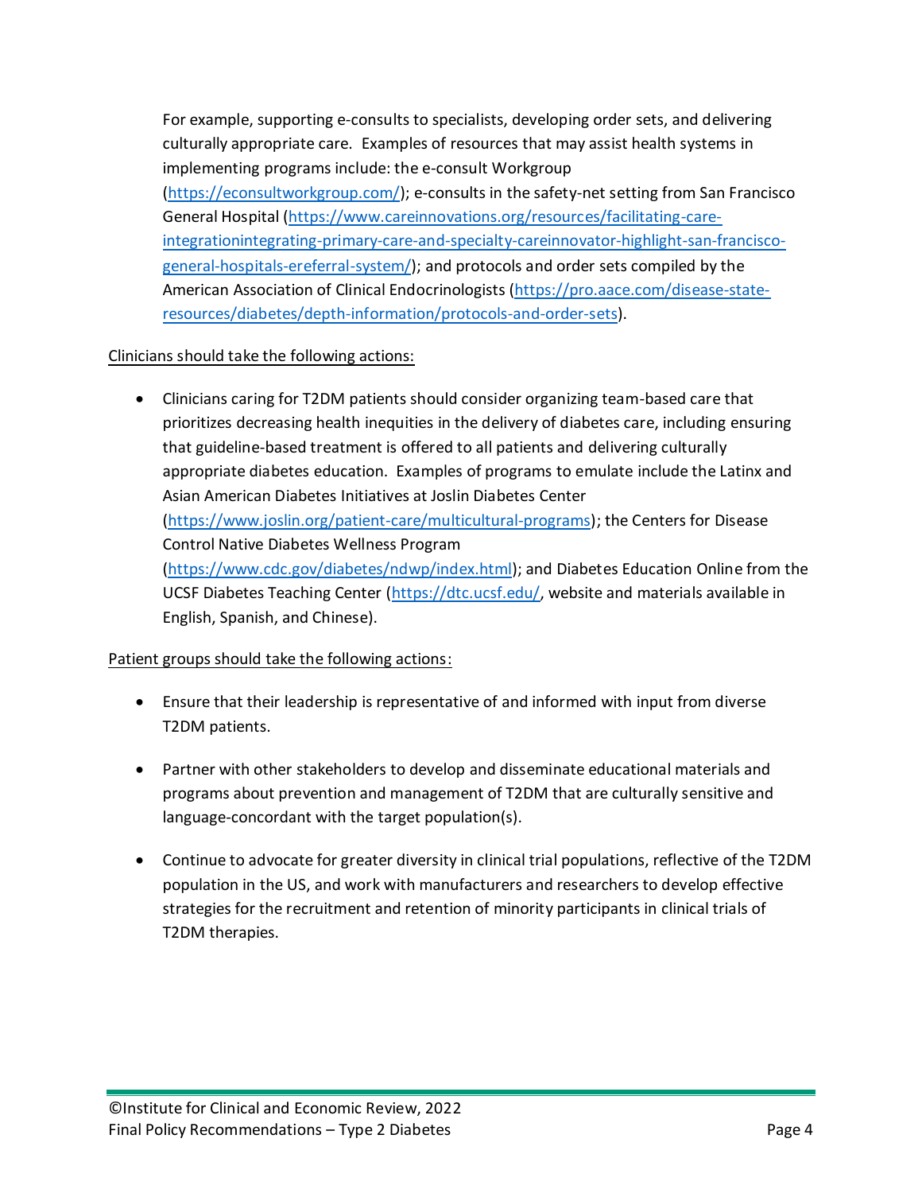For example, supporting e-consults to specialists, developing order sets, and delivering culturally appropriate care. Examples of resources that may assist health systems in implementing programs include: the e-consult Workgroup (https://econsultworkgroup.com/); e-consults in the safety-net setting from San Francisco General Hospital (https://www.careinnovations.org/resources/facilitating-care-integrationintegrating-primary-care-and-specialty-careinnovator-highlight-san-francisco-general-hospitals-ereferral-system/); and protocols and order sets compiled by the American Association of Clinical Endocrinologists (https://pro.aace.com/disease-state-resources/diabetes/depth-information/protocols-and-order-sets).

Clinicians should take the following actions:

- Clinicians caring for T2DM patients should consider organizing team-based care that prioritizes decreasing health inequities in the delivery of diabetes care, including ensuring that guideline-based treatment is offered to all patients and delivering culturally appropriate diabetes education. Examples of programs to emulate include the Latinx and Asian American Diabetes Initiatives at Joslin Diabetes Center (https://www.joslin.org/patient-care/multicultural-programs); the Centers for Disease Control Native Diabetes Wellness Program (https://www.cdc.gov/diabetes/ndwp/index.html); and Diabetes Education Online from the UCSF Diabetes Teaching Center (https://dtc.ucsf.edu/, website and materials available in English, Spanish, and Chinese).

Patient groups should take the following actions:

- Ensure that their leadership is representative of and informed with input from diverse T2DM patients.

- Partner with other stakeholders to develop and disseminate educational materials and programs about prevention and management of T2DM that are culturally sensitive and language-concordant with the target population(s).

- Continue to advocate for greater diversity in clinical trial populations, reflective of the T2DM population in the US, and work with manufacturers and researchers to develop effective strategies for the recruitment and retention of minority participants in clinical trials of T2DM therapies.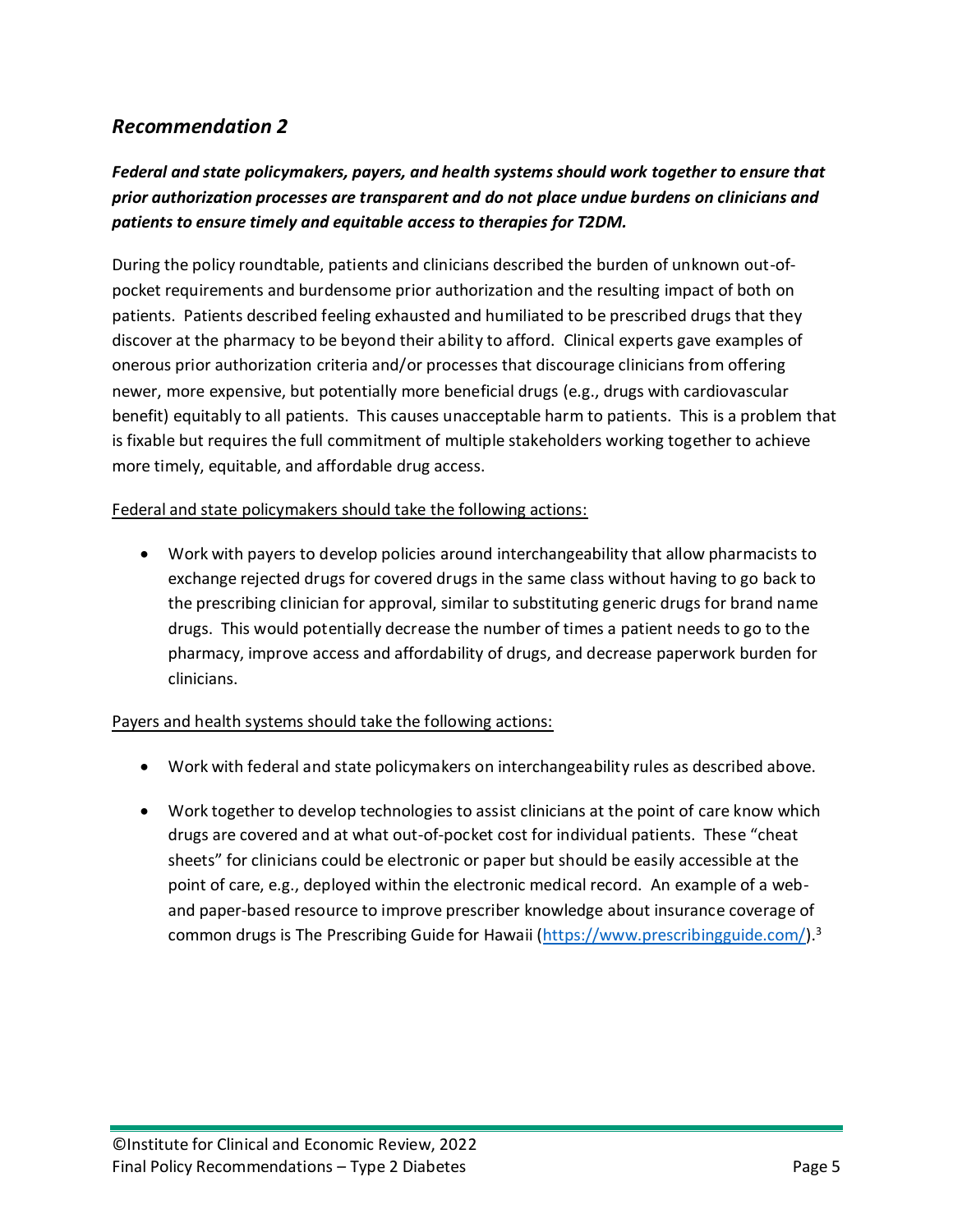### *Recommendation 2*

***Federal and state policymakers, payers, and health systems should work together to ensure that prior authorization processes are transparent and do not place undue burdens on clinicians and patients to ensure timely and equitable access to therapies for T2DM.***

During the policy roundtable, patients and clinicians described the burden of unknown out-of-pocket requirements and burdensome prior authorization and the resulting impact of both on patients. Patients described feeling exhausted and humiliated to be prescribed drugs that they discover at the pharmacy to be beyond their ability to afford. Clinical experts gave examples of onerous prior authorization criteria and/or processes that discourage clinicians from offering newer, more expensive, but potentially more beneficial drugs (e.g., drugs with cardiovascular benefit) equitably to all patients. This causes unacceptable harm to patients. This is a problem that is fixable but requires the full commitment of multiple stakeholders working together to achieve more timely, equitable, and affordable drug access.

<u>Federal and state policymakers should take the following actions:</u>

- Work with payers to develop policies around interchangeability that allow pharmacists to exchange rejected drugs for covered drugs in the same class without having to go back to the prescribing clinician for approval, similar to substituting generic drugs for brand name drugs. This would potentially decrease the number of times a patient needs to go to the pharmacy, improve access and affordability of drugs, and decrease paperwork burden for clinicians.

<u>Payers and health systems should take the following actions:</u>

- Work with federal and state policymakers on interchangeability rules as described above.
- Work together to develop technologies to assist clinicians at the point of care know which drugs are covered and at what out-of-pocket cost for individual patients. These "cheat sheets" for clinicians could be electronic or paper but should be easily accessible at the point of care, e.g., deployed within the electronic medical record. An example of a web- and paper-based resource to improve prescriber knowledge about insurance coverage of common drugs is The Prescribing Guide for Hawaii (https://www.prescribingguide.com/).[3]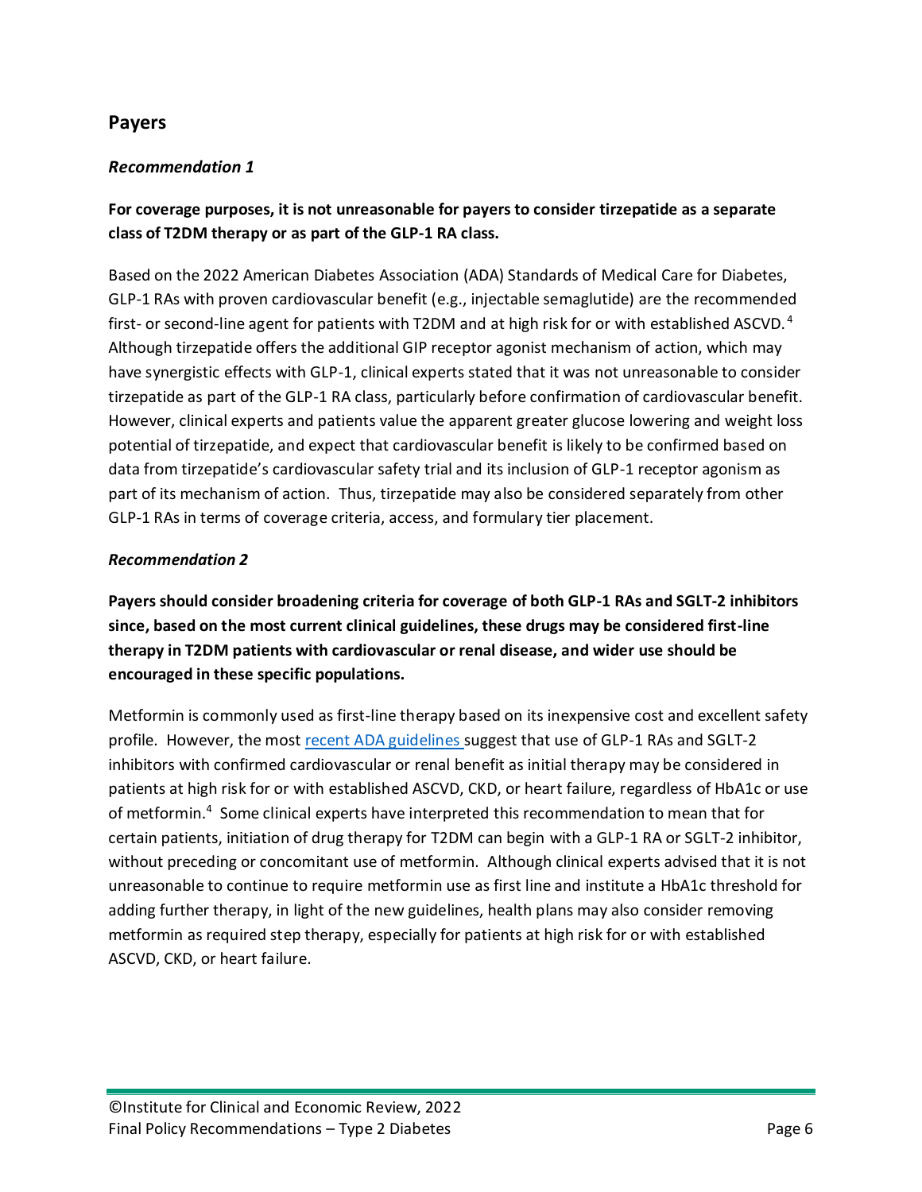## Payers

### *Recommendation 1*

**For coverage purposes, it is not unreasonable for payers to consider tirzepatide as a separate class of T2DM therapy or as part of the GLP-1 RA class.**

Based on the 2022 American Diabetes Association (ADA) Standards of Medical Care for Diabetes, GLP-1 RAs with proven cardiovascular benefit (e.g., injectable semaglutide) are the recommended first- or second-line agent for patients with T2DM and at high risk for or with established ASCVD.[4] Although tirzepatide offers the additional GIP receptor agonist mechanism of action, which may have synergistic effects with GLP-1, clinical experts stated that it was not unreasonable to consider tirzepatide as part of the GLP-1 RA class, particularly before confirmation of cardiovascular benefit. However, clinical experts and patients value the apparent greater glucose lowering and weight loss potential of tirzepatide, and expect that cardiovascular benefit is likely to be confirmed based on data from tirzepatide's cardiovascular safety trial and its inclusion of GLP-1 receptor agonism as part of its mechanism of action. Thus, tirzepatide may also be considered separately from other GLP-1 RAs in terms of coverage criteria, access, and formulary tier placement.

### *Recommendation 2*

**Payers should consider broadening criteria for coverage of both GLP-1 RAs and SGLT-2 inhibitors since, based on the most current clinical guidelines, these drugs may be considered first-line therapy in T2DM patients with cardiovascular or renal disease, and wider use should be encouraged in these specific populations.**

Metformin is commonly used as first-line therapy based on its inexpensive cost and excellent safety profile. However, the most recent ADA guidelines suggest that use of GLP-1 RAs and SGLT-2 inhibitors with confirmed cardiovascular or renal benefit as initial therapy may be considered in patients at high risk for or with established ASCVD, CKD, or heart failure, regardless of HbA1c or use of metformin.[4] Some clinical experts have interpreted this recommendation to mean that for certain patients, initiation of drug therapy for T2DM can begin with a GLP-1 RA or SGLT-2 inhibitor, without preceding or concomitant use of metformin. Although clinical experts advised that it is not unreasonable to continue to require metformin use as first line and institute a HbA1c threshold for adding further therapy, in light of the new guidelines, health plans may also consider removing metformin as required step therapy, especially for patients at high risk for or with established ASCVD, CKD, or heart failure.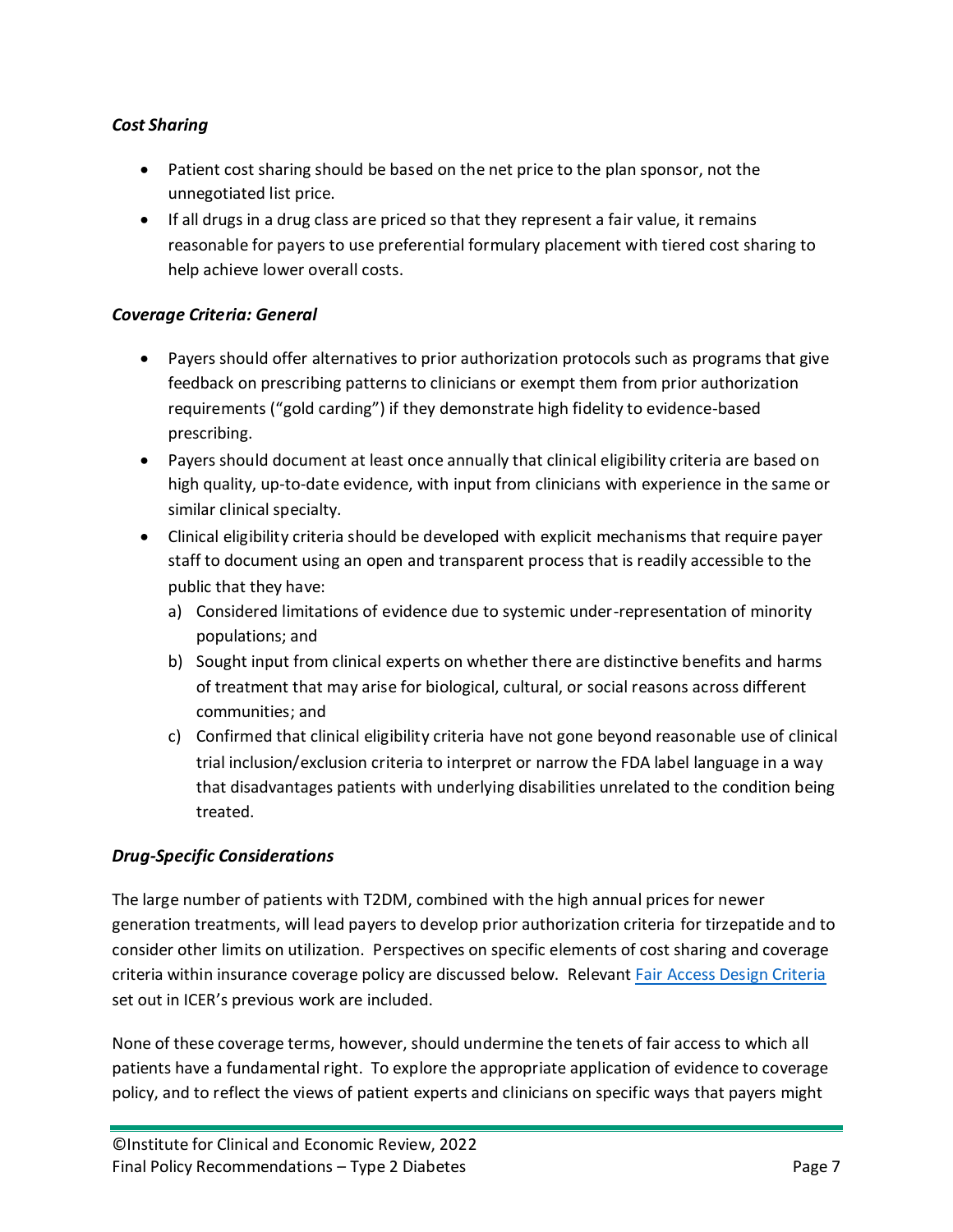### *Cost Sharing*

- Patient cost sharing should be based on the net price to the plan sponsor, not the unnegotiated list price.
- If all drugs in a drug class are priced so that they represent a fair value, it remains reasonable for payers to use preferential formulary placement with tiered cost sharing to help achieve lower overall costs.

### *Coverage Criteria: General*

- Payers should offer alternatives to prior authorization protocols such as programs that give feedback on prescribing patterns to clinicians or exempt them from prior authorization requirements ("gold carding") if they demonstrate high fidelity to evidence-based prescribing.
- Payers should document at least once annually that clinical eligibility criteria are based on high quality, up-to-date evidence, with input from clinicians with experience in the same or similar clinical specialty.
- Clinical eligibility criteria should be developed with explicit mechanisms that require payer staff to document using an open and transparent process that is readily accessible to the public that they have:
  a) Considered limitations of evidence due to systemic under-representation of minority populations; and
  b) Sought input from clinical experts on whether there are distinctive benefits and harms of treatment that may arise for biological, cultural, or social reasons across different communities; and
  c) Confirmed that clinical eligibility criteria have not gone beyond reasonable use of clinical trial inclusion/exclusion criteria to interpret or narrow the FDA label language in a way that disadvantages patients with underlying disabilities unrelated to the condition being treated.

### *Drug-Specific Considerations*

The large number of patients with T2DM, combined with the high annual prices for newer generation treatments, will lead payers to develop prior authorization criteria for tirzepatide and to consider other limits on utilization. Perspectives on specific elements of cost sharing and coverage criteria within insurance coverage policy are discussed below. Relevant Fair Access Design Criteria set out in ICER's previous work are included.

None of these coverage terms, however, should undermine the tenets of fair access to which all patients have a fundamental right. To explore the appropriate application of evidence to coverage policy, and to reflect the views of patient experts and clinicians on specific ways that payers might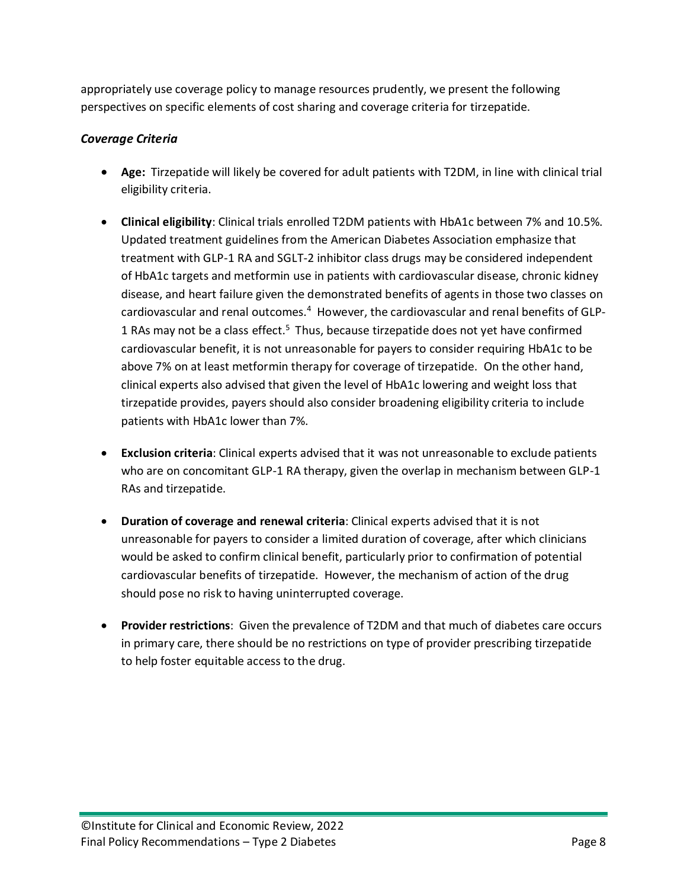appropriately use coverage policy to manage resources prudently, we present the following perspectives on specific elements of cost sharing and coverage criteria for tirzepatide.

### *Coverage Criteria*

- **Age:** Tirzepatide will likely be covered for adult patients with T2DM, in line with clinical trial eligibility criteria.
- **Clinical eligibility**: Clinical trials enrolled T2DM patients with HbA1c between 7% and 10.5%. Updated treatment guidelines from the American Diabetes Association emphasize that treatment with GLP-1 RA and SGLT-2 inhibitor class drugs may be considered independent of HbA1c targets and metformin use in patients with cardiovascular disease, chronic kidney disease, and heart failure given the demonstrated benefits of agents in those two classes on cardiovascular and renal outcomes.[4] However, the cardiovascular and renal benefits of GLP-1 RAs may not be a class effect.[5] Thus, because tirzepatide does not yet have confirmed cardiovascular benefit, it is not unreasonable for payers to consider requiring HbA1c to be above 7% on at least metformin therapy for coverage of tirzepatide. On the other hand, clinical experts also advised that given the level of HbA1c lowering and weight loss that tirzepatide provides, payers should also consider broadening eligibility criteria to include patients with HbA1c lower than 7%.
- **Exclusion criteria**: Clinical experts advised that it was not unreasonable to exclude patients who are on concomitant GLP-1 RA therapy, given the overlap in mechanism between GLP-1 RAs and tirzepatide.
- **Duration of coverage and renewal criteria**: Clinical experts advised that it is not unreasonable for payers to consider a limited duration of coverage, after which clinicians would be asked to confirm clinical benefit, particularly prior to confirmation of potential cardiovascular benefits of tirzepatide. However, the mechanism of action of the drug should pose no risk to having uninterrupted coverage.
- **Provider restrictions**: Given the prevalence of T2DM and that much of diabetes care occurs in primary care, there should be no restrictions on type of provider prescribing tirzepatide to help foster equitable access to the drug.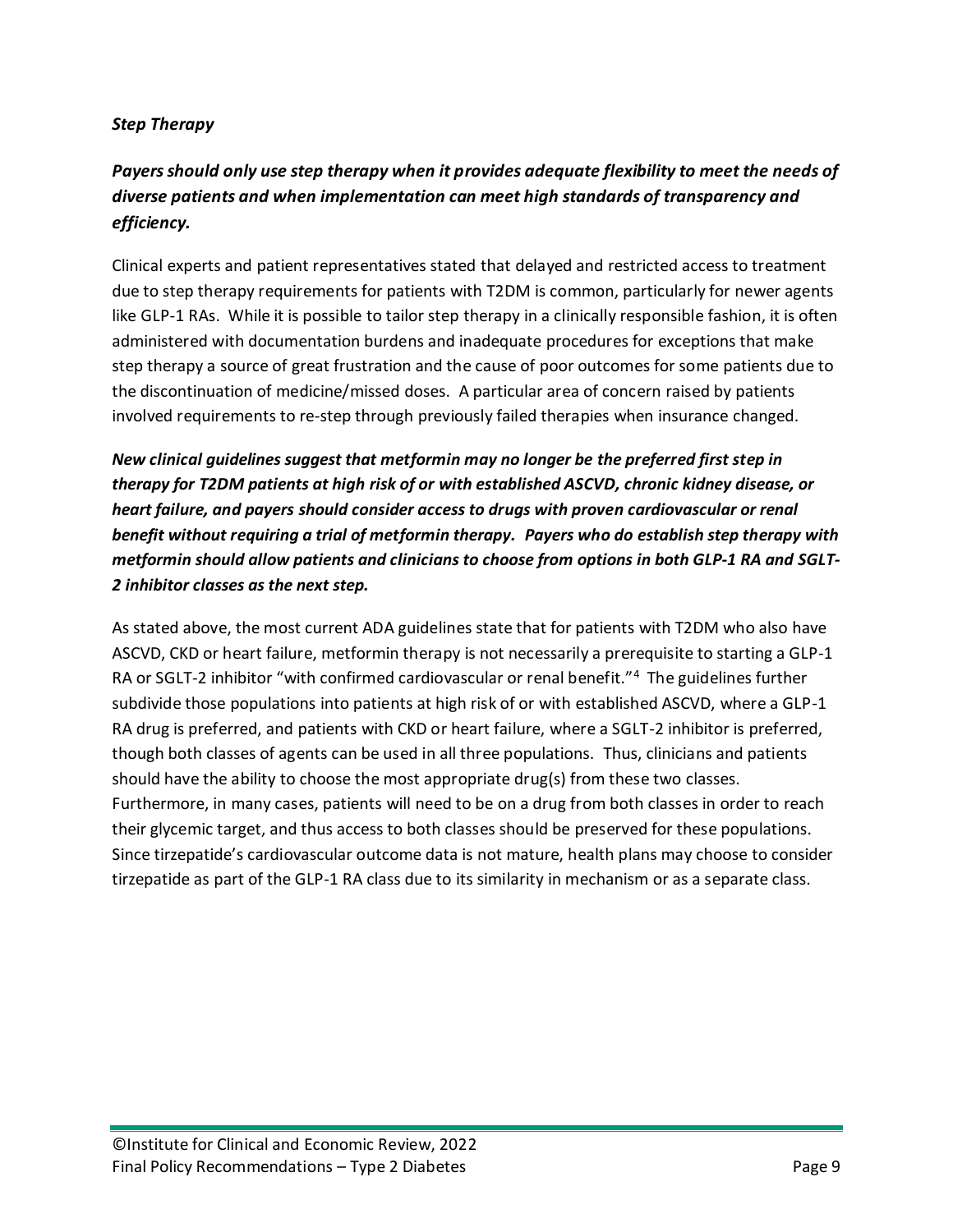*Step Therapy*

***Payers should only use step therapy when it provides adequate flexibility to meet the needs of diverse patients and when implementation can meet high standards of transparency and efficiency.***

Clinical experts and patient representatives stated that delayed and restricted access to treatment due to step therapy requirements for patients with T2DM is common, particularly for newer agents like GLP-1 RAs. While it is possible to tailor step therapy in a clinically responsible fashion, it is often administered with documentation burdens and inadequate procedures for exceptions that make step therapy a source of great frustration and the cause of poor outcomes for some patients due to the discontinuation of medicine/missed doses. A particular area of concern raised by patients involved requirements to re-step through previously failed therapies when insurance changed.

***New clinical guidelines suggest that metformin may no longer be the preferred first step in therapy for T2DM patients at high risk of or with established ASCVD, chronic kidney disease, or heart failure, and payers should consider access to drugs with proven cardiovascular or renal benefit without requiring a trial of metformin therapy. Payers who do establish step therapy with metformin should allow patients and clinicians to choose from options in both GLP-1 RA and SGLT-2 inhibitor classes as the next step.***

As stated above, the most current ADA guidelines state that for patients with T2DM who also have ASCVD, CKD or heart failure, metformin therapy is not necessarily a prerequisite to starting a GLP-1 RA or SGLT-2 inhibitor "with confirmed cardiovascular or renal benefit."[4] The guidelines further subdivide those populations into patients at high risk of or with established ASCVD, where a GLP-1 RA drug is preferred, and patients with CKD or heart failure, where a SGLT-2 inhibitor is preferred, though both classes of agents can be used in all three populations. Thus, clinicians and patients should have the ability to choose the most appropriate drug(s) from these two classes. Furthermore, in many cases, patients will need to be on a drug from both classes in order to reach their glycemic target, and thus access to both classes should be preserved for these populations. Since tirzepatide's cardiovascular outcome data is not mature, health plans may choose to consider tirzepatide as part of the GLP-1 RA class due to its similarity in mechanism or as a separate class.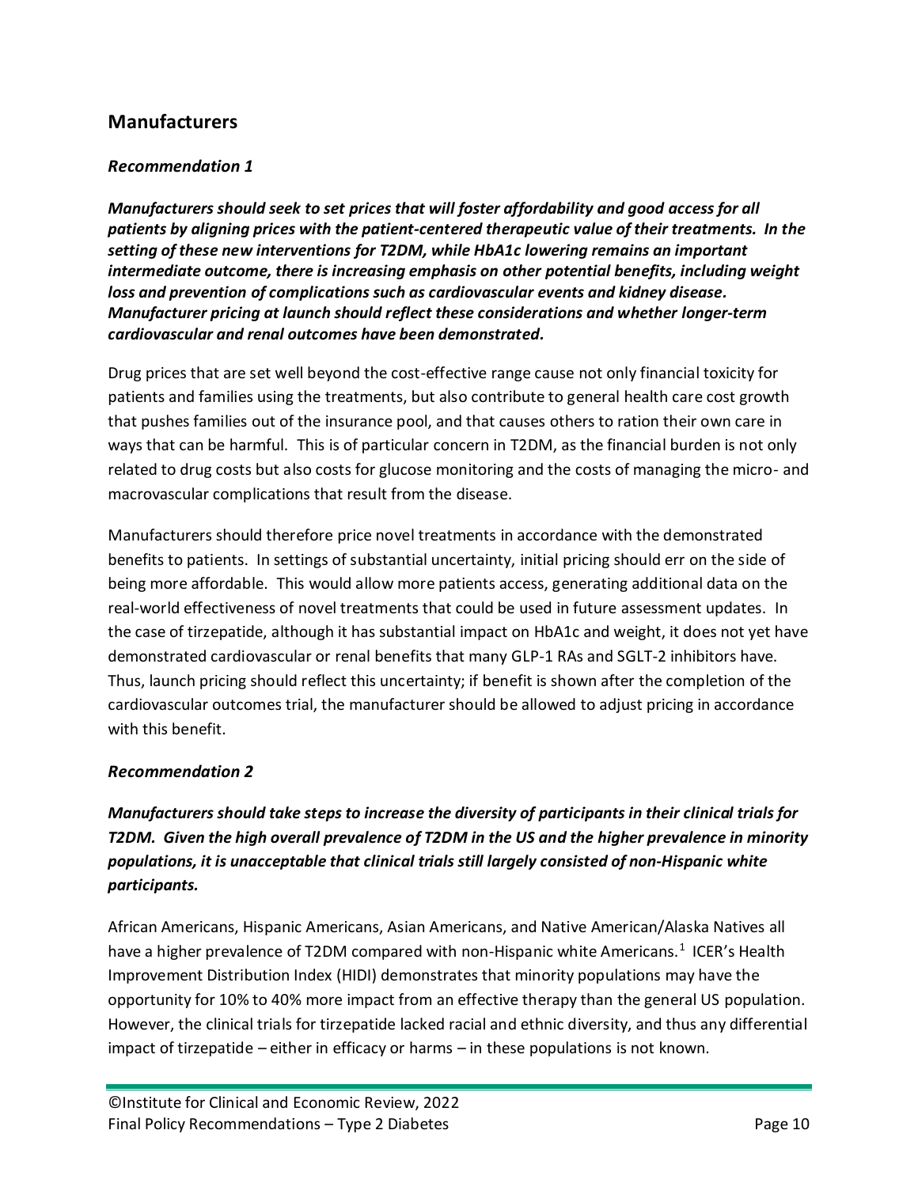## Manufacturers

### *Recommendation 1*

***Manufacturers should seek to set prices that will foster affordability and good access for all patients by aligning prices with the patient-centered therapeutic value of their treatments. In the setting of these new interventions for T2DM, while HbA1c lowering remains an important intermediate outcome, there is increasing emphasis on other potential benefits, including weight loss and prevention of complications such as cardiovascular events and kidney disease. Manufacturer pricing at launch should reflect these considerations and whether longer-term cardiovascular and renal outcomes have been demonstrated.***

Drug prices that are set well beyond the cost-effective range cause not only financial toxicity for patients and families using the treatments, but also contribute to general health care cost growth that pushes families out of the insurance pool, and that causes others to ration their own care in ways that can be harmful. This is of particular concern in T2DM, as the financial burden is not only related to drug costs but also costs for glucose monitoring and the costs of managing the micro- and macrovascular complications that result from the disease.

Manufacturers should therefore price novel treatments in accordance with the demonstrated benefits to patients. In settings of substantial uncertainty, initial pricing should err on the side of being more affordable. This would allow more patients access, generating additional data on the real-world effectiveness of novel treatments that could be used in future assessment updates. In the case of tirzepatide, although it has substantial impact on HbA1c and weight, it does not yet have demonstrated cardiovascular or renal benefits that many GLP-1 RAs and SGLT-2 inhibitors have. Thus, launch pricing should reflect this uncertainty; if benefit is shown after the completion of the cardiovascular outcomes trial, the manufacturer should be allowed to adjust pricing in accordance with this benefit.

### *Recommendation 2*

***Manufacturers should take steps to increase the diversity of participants in their clinical trials for T2DM. Given the high overall prevalence of T2DM in the US and the higher prevalence in minority populations, it is unacceptable that clinical trials still largely consisted of non-Hispanic white participants.***

African Americans, Hispanic Americans, Asian Americans, and Native American/Alaska Natives all have a higher prevalence of T2DM compared with non-Hispanic white Americans.[1] ICER's Health Improvement Distribution Index (HIDI) demonstrates that minority populations may have the opportunity for 10% to 40% more impact from an effective therapy than the general US population. However, the clinical trials for tirzepatide lacked racial and ethnic diversity, and thus any differential impact of tirzepatide – either in efficacy or harms – in these populations is not known.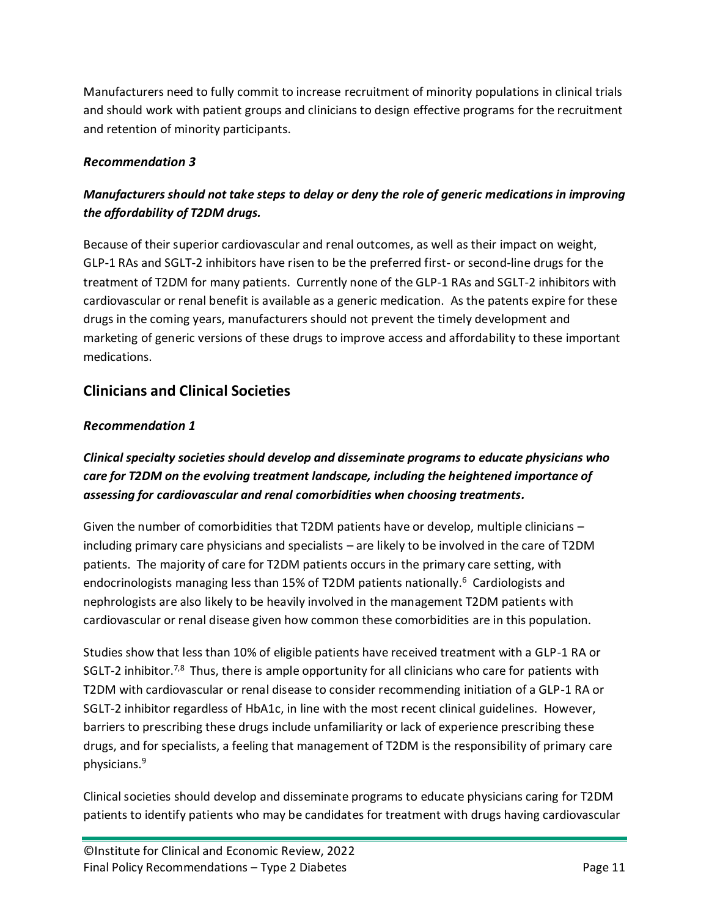Manufacturers need to fully commit to increase recruitment of minority populations in clinical trials and should work with patient groups and clinicians to design effective programs for the recruitment and retention of minority participants.

### *Recommendation 3*

***Manufacturers should not take steps to delay or deny the role of generic medications in improving the affordability of T2DM drugs.***

Because of their superior cardiovascular and renal outcomes, as well as their impact on weight, GLP-1 RAs and SGLT-2 inhibitors have risen to be the preferred first- or second-line drugs for the treatment of T2DM for many patients. Currently none of the GLP-1 RAs and SGLT-2 inhibitors with cardiovascular or renal benefit is available as a generic medication. As the patents expire for these drugs in the coming years, manufacturers should not prevent the timely development and marketing of generic versions of these drugs to improve access and affordability to these important medications.

## Clinicians and Clinical Societies

### *Recommendation 1*

***Clinical specialty societies should develop and disseminate programs to educate physicians who care for T2DM on the evolving treatment landscape, including the heightened importance of assessing for cardiovascular and renal comorbidities when choosing treatments.***

Given the number of comorbidities that T2DM patients have or develop, multiple clinicians – including primary care physicians and specialists – are likely to be involved in the care of T2DM patients. The majority of care for T2DM patients occurs in the primary care setting, with endocrinologists managing less than 15% of T2DM patients nationally.[6] Cardiologists and nephrologists are also likely to be heavily involved in the management T2DM patients with cardiovascular or renal disease given how common these comorbidities are in this population.

Studies show that less than 10% of eligible patients have received treatment with a GLP-1 RA or SGLT-2 inhibitor.[7,8] Thus, there is ample opportunity for all clinicians who care for patients with T2DM with cardiovascular or renal disease to consider recommending initiation of a GLP-1 RA or SGLT-2 inhibitor regardless of HbA1c, in line with the most recent clinical guidelines. However, barriers to prescribing these drugs include unfamiliarity or lack of experience prescribing these drugs, and for specialists, a feeling that management of T2DM is the responsibility of primary care physicians.[9]

Clinical societies should develop and disseminate programs to educate physicians caring for T2DM patients to identify patients who may be candidates for treatment with drugs having cardiovascular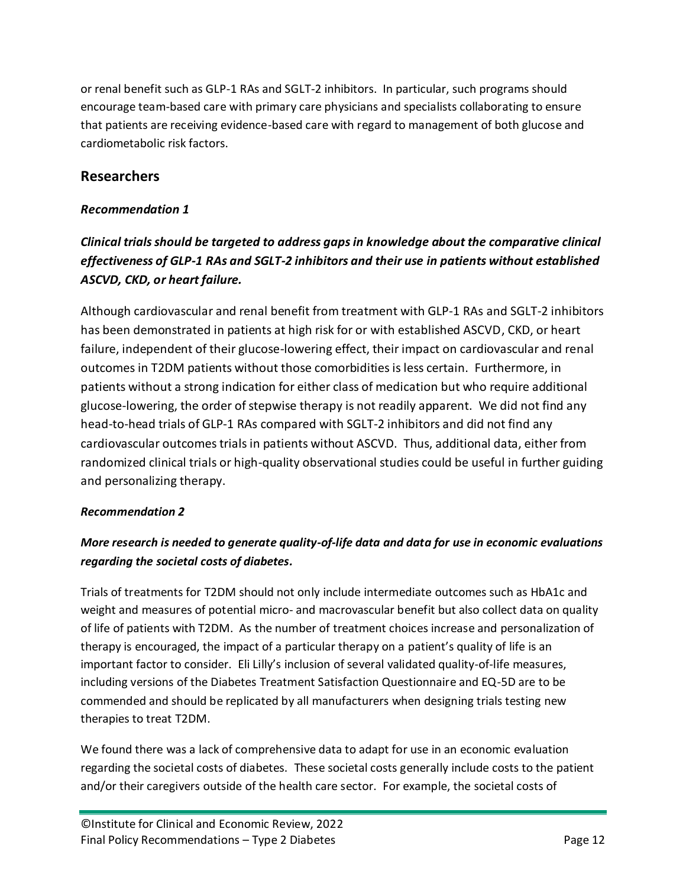or renal benefit such as GLP-1 RAs and SGLT-2 inhibitors. In particular, such programs should encourage team-based care with primary care physicians and specialists collaborating to ensure that patients are receiving evidence-based care with regard to management of both glucose and cardiometabolic risk factors.

## Researchers

### *Recommendation 1*

***Clinical trials should be targeted to address gaps in knowledge about the comparative clinical effectiveness of GLP-1 RAs and SGLT-2 inhibitors and their use in patients without established ASCVD, CKD, or heart failure.***

Although cardiovascular and renal benefit from treatment with GLP-1 RAs and SGLT-2 inhibitors has been demonstrated in patients at high risk for or with established ASCVD, CKD, or heart failure, independent of their glucose-lowering effect, their impact on cardiovascular and renal outcomes in T2DM patients without those comorbidities is less certain. Furthermore, in patients without a strong indication for either class of medication but who require additional glucose-lowering, the order of stepwise therapy is not readily apparent. We did not find any head-to-head trials of GLP-1 RAs compared with SGLT-2 inhibitors and did not find any cardiovascular outcomes trials in patients without ASCVD. Thus, additional data, either from randomized clinical trials or high-quality observational studies could be useful in further guiding and personalizing therapy.

### *Recommendation 2*

***More research is needed to generate quality-of-life data and data for use in economic evaluations regarding the societal costs of diabetes.***

Trials of treatments for T2DM should not only include intermediate outcomes such as HbA1c and weight and measures of potential micro- and macrovascular benefit but also collect data on quality of life of patients with T2DM. As the number of treatment choices increase and personalization of therapy is encouraged, the impact of a particular therapy on a patient's quality of life is an important factor to consider. Eli Lilly's inclusion of several validated quality-of-life measures, including versions of the Diabetes Treatment Satisfaction Questionnaire and EQ-5D are to be commended and should be replicated by all manufacturers when designing trials testing new therapies to treat T2DM.

We found there was a lack of comprehensive data to adapt for use in an economic evaluation regarding the societal costs of diabetes. These societal costs generally include costs to the patient and/or their caregivers outside of the health care sector. For example, the societal costs of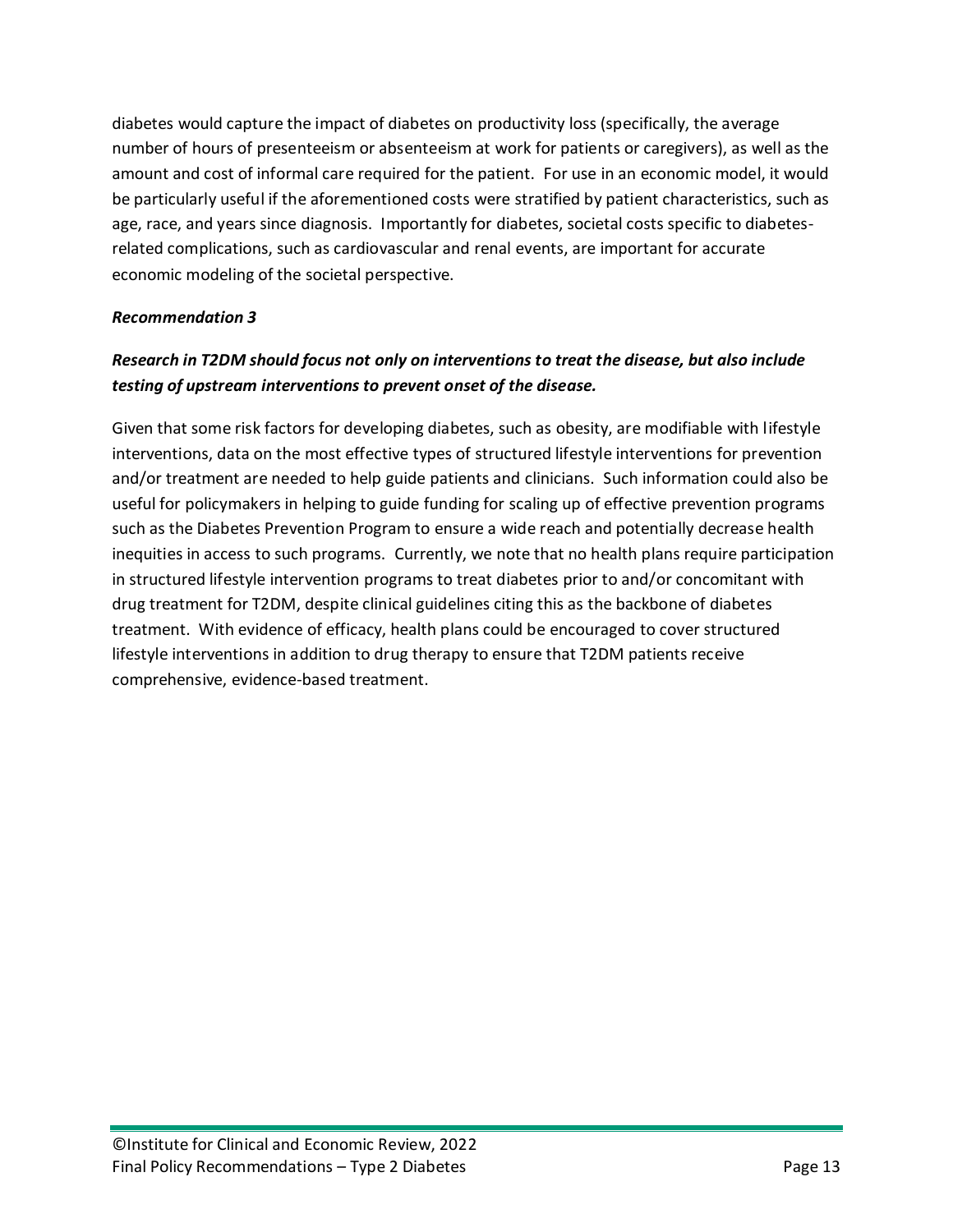diabetes would capture the impact of diabetes on productivity loss (specifically, the average number of hours of presenteeism or absenteeism at work for patients or caregivers), as well as the amount and cost of informal care required for the patient. For use in an economic model, it would be particularly useful if the aforementioned costs were stratified by patient characteristics, such as age, race, and years since diagnosis. Importantly for diabetes, societal costs specific to diabetes-related complications, such as cardiovascular and renal events, are important for accurate economic modeling of the societal perspective.

***Recommendation 3***

***Research in T2DM should focus not only on interventions to treat the disease, but also include testing of upstream interventions to prevent onset of the disease.***

Given that some risk factors for developing diabetes, such as obesity, are modifiable with lifestyle interventions, data on the most effective types of structured lifestyle interventions for prevention and/or treatment are needed to help guide patients and clinicians. Such information could also be useful for policymakers in helping to guide funding for scaling up of effective prevention programs such as the Diabetes Prevention Program to ensure a wide reach and potentially decrease health inequities in access to such programs. Currently, we note that no health plans require participation in structured lifestyle intervention programs to treat diabetes prior to and/or concomitant with drug treatment for T2DM, despite clinical guidelines citing this as the backbone of diabetes treatment. With evidence of efficacy, health plans could be encouraged to cover structured lifestyle interventions in addition to drug therapy to ensure that T2DM patients receive comprehensive, evidence-based treatment.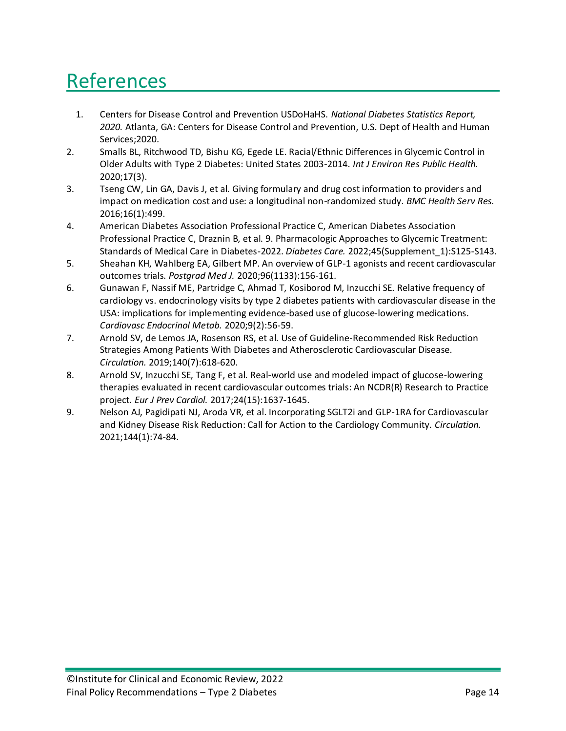# References

1. Centers for Disease Control and Prevention USDoHaHS. *National Diabetes Statistics Report, 2020.* Atlanta, GA: Centers for Disease Control and Prevention, U.S. Dept of Health and Human Services;2020.
2. Smalls BL, Ritchwood TD, Bishu KG, Egede LE. Racial/Ethnic Differences in Glycemic Control in Older Adults with Type 2 Diabetes: United States 2003-2014. *Int J Environ Res Public Health.* 2020;17(3).
3. Tseng CW, Lin GA, Davis J, et al. Giving formulary and drug cost information to providers and impact on medication cost and use: a longitudinal non-randomized study. *BMC Health Serv Res.* 2016;16(1):499.
4. American Diabetes Association Professional Practice C, American Diabetes Association Professional Practice C, Draznin B, et al. 9. Pharmacologic Approaches to Glycemic Treatment: Standards of Medical Care in Diabetes-2022. *Diabetes Care.* 2022;45(Supplement_1):S125-S143.
5. Sheahan KH, Wahlberg EA, Gilbert MP. An overview of GLP-1 agonists and recent cardiovascular outcomes trials. *Postgrad Med J.* 2020;96(1133):156-161.
6. Gunawan F, Nassif ME, Partridge C, Ahmad T, Kosiborod M, Inzucchi SE. Relative frequency of cardiology vs. endocrinology visits by type 2 diabetes patients with cardiovascular disease in the USA: implications for implementing evidence-based use of glucose-lowering medications. *Cardiovasc Endocrinol Metab.* 2020;9(2):56-59.
7. Arnold SV, de Lemos JA, Rosenson RS, et al. Use of Guideline-Recommended Risk Reduction Strategies Among Patients With Diabetes and Atherosclerotic Cardiovascular Disease. *Circulation.* 2019;140(7):618-620.
8. Arnold SV, Inzucchi SE, Tang F, et al. Real-world use and modeled impact of glucose-lowering therapies evaluated in recent cardiovascular outcomes trials: An NCDR(R) Research to Practice project. *Eur J Prev Cardiol.* 2017;24(15):1637-1645.
9. Nelson AJ, Pagidipati NJ, Aroda VR, et al. Incorporating SGLT2i and GLP-1RA for Cardiovascular and Kidney Disease Risk Reduction: Call for Action to the Cardiology Community. *Circulation.* 2021;144(1):74-84.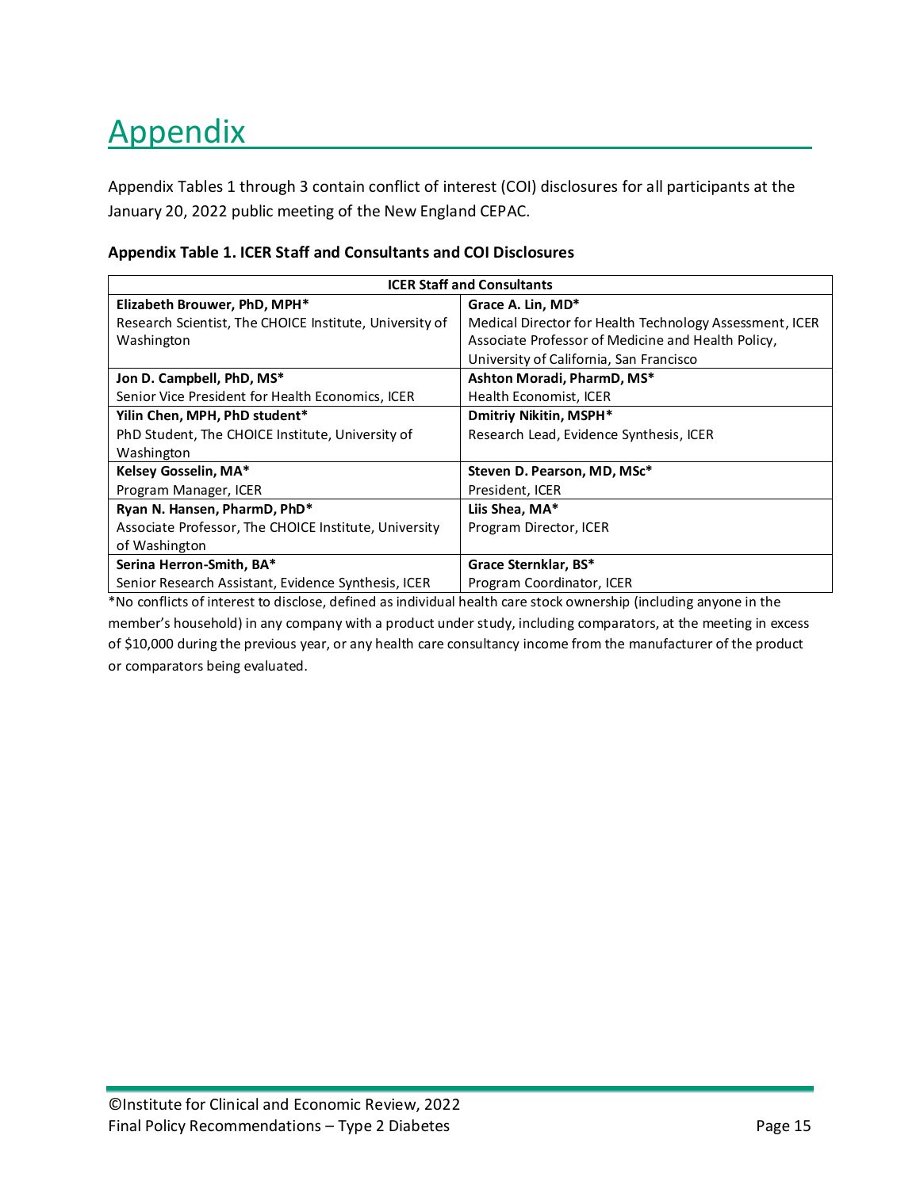# Appendix

Appendix Tables 1 through 3 contain conflict of interest (COI) disclosures for all participants at the January 20, 2022 public meeting of the New England CEPAC.

**Appendix Table 1. ICER Staff and Consultants and COI Disclosures**

| ICER Staff and Consultants | |
|---|---|
| **Elizabeth Brouwer, PhD, MPH*** <br> Research Scientist, The CHOICE Institute, University of Washington | **Grace A. Lin, MD*** <br> Medical Director for Health Technology Assessment, ICER Associate Professor of Medicine and Health Policy, University of California, San Francisco |
| **Jon D. Campbell, PhD, MS*** <br> Senior Vice President for Health Economics, ICER | **Ashton Moradi, PharmD, MS*** <br> Health Economist, ICER |
| **Yilin Chen, MPH, PhD student*** <br> PhD Student, The CHOICE Institute, University of Washington | **Dmitriy Nikitin, MSPH*** <br> Research Lead, Evidence Synthesis, ICER |
| **Kelsey Gosselin, MA*** <br> Program Manager, ICER | **Steven D. Pearson, MD, MSc*** <br> President, ICER |
| **Ryan N. Hansen, PharmD, PhD*** <br> Associate Professor, The CHOICE Institute, University of Washington | **Liis Shea, MA*** <br> Program Director, ICER |
| **Serina Herron-Smith, BA*** <br> Senior Research Assistant, Evidence Synthesis, ICER | **Grace Sternklar, BS*** <br> Program Coordinator, ICER |

*No conflicts of interest to disclose, defined as individual health care stock ownership (including anyone in the member's household) in any company with a product under study, including comparators, at the meeting in excess of $10,000 during the previous year, or any health care consultancy income from the manufacturer of the product or comparators being evaluated.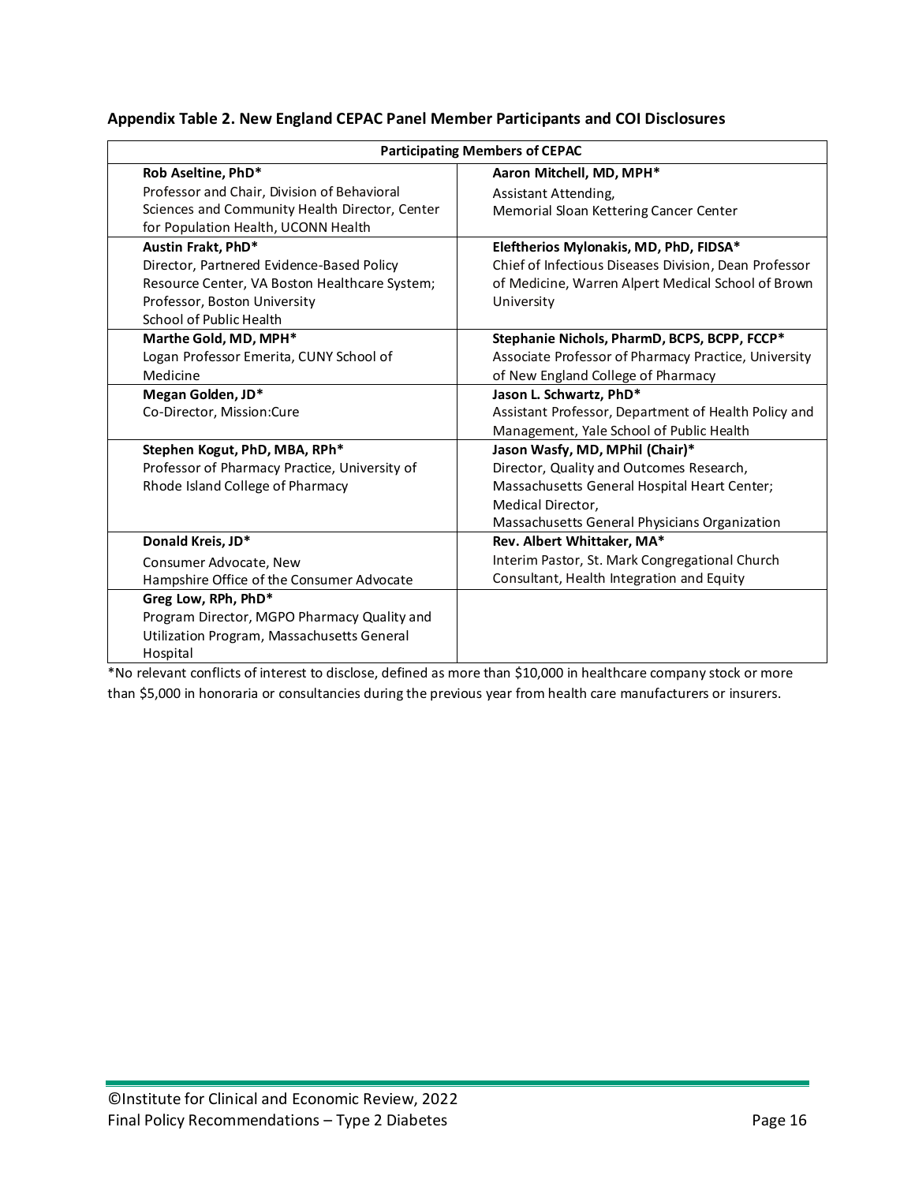**Appendix Table 2. New England CEPAC Panel Member Participants and COI Disclosures**

| Participating Members of CEPAC | |
|---|---|
| **Rob Aseltine, PhD*** Professor and Chair, Division of Behavioral Sciences and Community Health Director, Center for Population Health, UCONN Health | **Aaron Mitchell, MD, MPH*** Assistant Attending, Memorial Sloan Kettering Cancer Center |
| **Austin Frakt, PhD*** Director, Partnered Evidence-Based Policy Resource Center, VA Boston Healthcare System; Professor, Boston University School of Public Health | **Eleftherios Mylonakis, MD, PhD, FIDSA*** Chief of Infectious Diseases Division, Dean Professor of Medicine, Warren Alpert Medical School of Brown University |
| **Marthe Gold, MD, MPH*** Logan Professor Emerita, CUNY School of Medicine | **Stephanie Nichols, PharmD, BCPS, BCPP, FCCP*** Associate Professor of Pharmacy Practice, University of New England College of Pharmacy |
| **Megan Golden, JD*** Co-Director, Mission:Cure | **Jason L. Schwartz, PhD*** Assistant Professor, Department of Health Policy and Management, Yale School of Public Health |
| **Stephen Kogut, PhD, MBA, RPh*** Professor of Pharmacy Practice, University of Rhode Island College of Pharmacy | **Jason Wasfy, MD, MPhil (Chair)*** Director, Quality and Outcomes Research, Massachusetts General Hospital Heart Center; Medical Director, Massachusetts General Physicians Organization |
| **Donald Kreis, JD*** Consumer Advocate, New Hampshire Office of the Consumer Advocate | **Rev. Albert Whittaker, MA*** Interim Pastor, St. Mark Congregational Church Consultant, Health Integration and Equity |
| **Greg Low, RPh, PhD*** Program Director, MGPO Pharmacy Quality and Utilization Program, Massachusetts General Hospital | |

*No relevant conflicts of interest to disclose, defined as more than $10,000 in healthcare company stock or more than $5,000 in honoraria or consultancies during the previous year from health care manufacturers or insurers.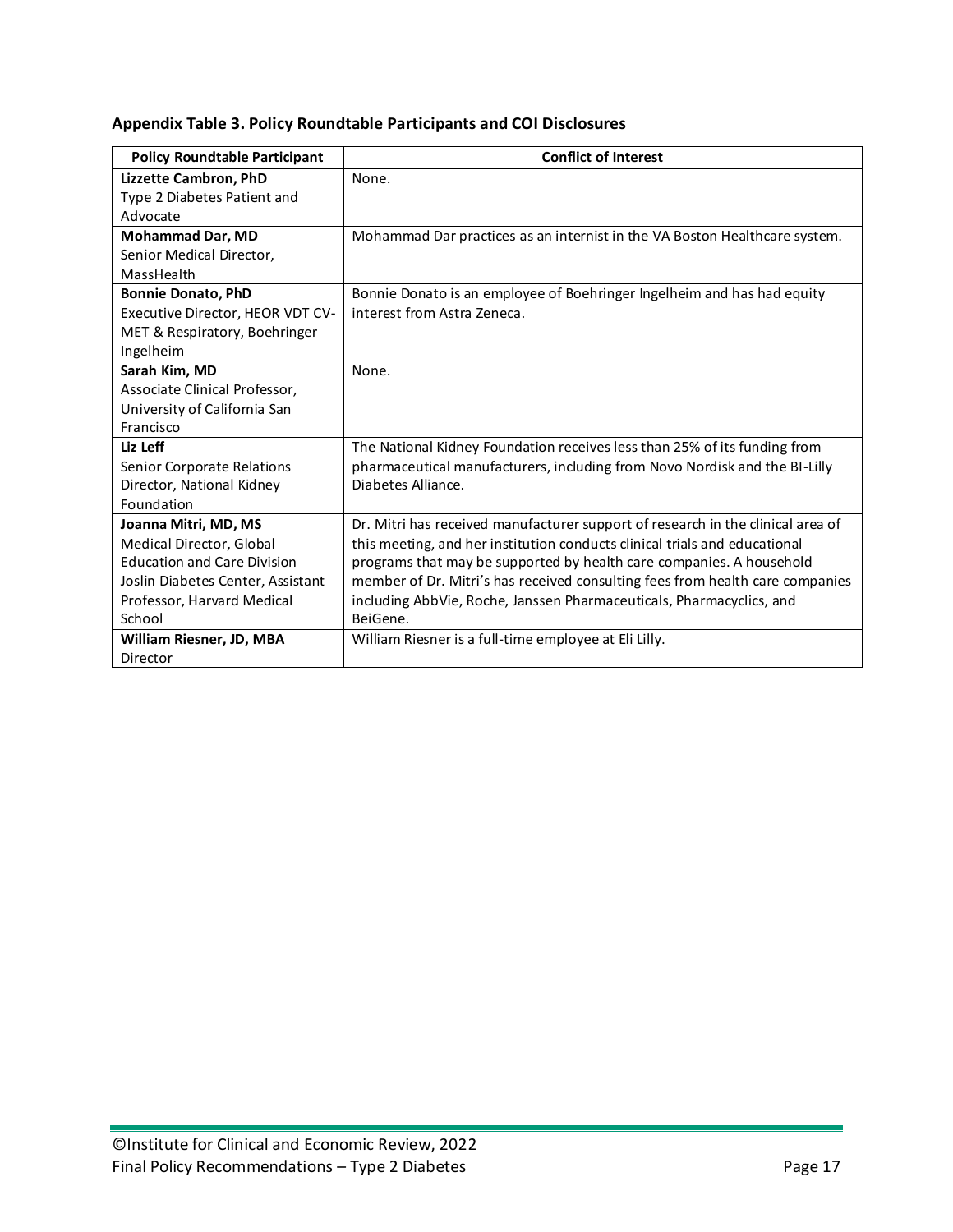**Appendix Table 3. Policy Roundtable Participants and COI Disclosures**

| Policy Roundtable Participant | Conflict of Interest |
|---|---|
| **Lizzette Cambron, PhD**<br>Type 2 Diabetes Patient and Advocate | None. |
| **Mohammad Dar, MD**<br>Senior Medical Director, MassHealth | Mohammad Dar practices as an internist in the VA Boston Healthcare system. |
| **Bonnie Donato, PhD**<br>Executive Director, HEOR VDT CV-MET & Respiratory, Boehringer Ingelheim | Bonnie Donato is an employee of Boehringer Ingelheim and has had equity interest from Astra Zeneca. |
| **Sarah Kim, MD**<br>Associate Clinical Professor, University of California San Francisco | None. |
| **Liz Leff**<br>Senior Corporate Relations Director, National Kidney Foundation | The National Kidney Foundation receives less than 25% of its funding from pharmaceutical manufacturers, including from Novo Nordisk and the BI-Lilly Diabetes Alliance. |
| **Joanna Mitri, MD, MS**<br>Medical Director, Global Education and Care Division Joslin Diabetes Center, Assistant Professor, Harvard Medical School | Dr. Mitri has received manufacturer support of research in the clinical area of this meeting, and her institution conducts clinical trials and educational programs that may be supported by health care companies. A household member of Dr. Mitri's has received consulting fees from health care companies including AbbVie, Roche, Janssen Pharmaceuticals, Pharmacyclics, and BeiGene. |
| **William Riesner, JD, MBA**<br>Director | William Riesner is a full-time employee at Eli Lilly. |